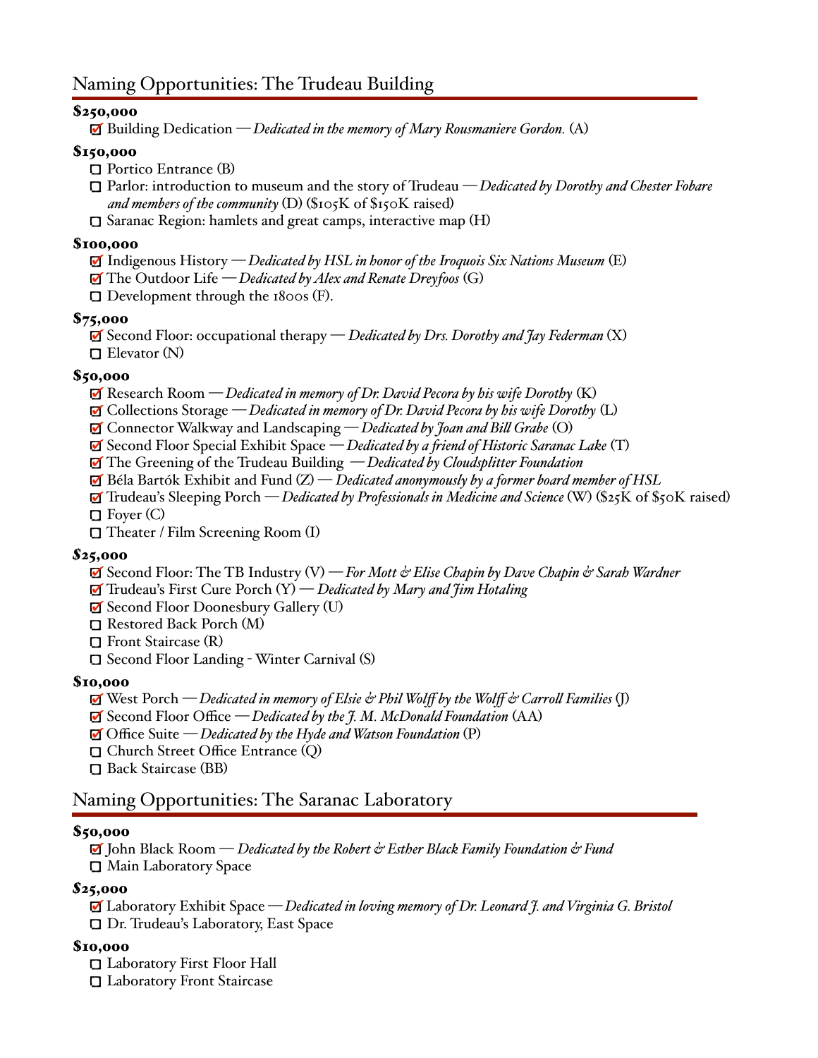## Naming Opportunities: The Trudeau Building

**$250,000**

- [x] Building Dedication — *Dedicated in the memory of Mary Rousmaniere Gordon.* (A)

**$150,000**

- [ ] Portico Entrance (B)
- [ ] Parlor: introduction to museum and the story of Trudeau — *Dedicated by Dorothy and Chester Fobare and members of the community* (D) ($105K of $150K raised)
- [ ] Saranac Region: hamlets and great camps, interactive map (H)

**$100,000**

- [x] Indigenous History — *Dedicated by HSL in honor of the Iroquois Six Nations Museum* (E)
- [x] The Outdoor Life — *Dedicated by Alex and Renate Dreyfoos* (G)
- [ ] Development through the 1800s (F).

**$75,000**

- [x] Second Floor: occupational therapy — *Dedicated by Drs. Dorothy and Jay Federman* (X)
- [ ] Elevator (N)

**$50,000**

- [x] Research Room — *Dedicated in memory of Dr. David Pecora by his wife Dorothy* (K)
- [x] Collections Storage — *Dedicated in memory of Dr. David Pecora by his wife Dorothy* (L)
- [x] Connector Walkway and Landscaping — *Dedicated by Joan and Bill Grabe* (O)
- [x] Second Floor Special Exhibit Space — *Dedicated by a friend of Historic Saranac Lake* (T)
- [x] The Greening of the Trudeau Building — *Dedicated by Cloudsplitter Foundation*
- [x] Béla Bartók Exhibit and Fund (Z) — *Dedicated anonymously by a former board member of HSL*
- [x] Trudeau's Sleeping Porch — *Dedicated by Professionals in Medicine and Science* (W) ($25K of $50K raised)
- [ ] Foyer (C)
- [ ] Theater / Film Screening Room (I)

**$25,000**

- [x] Second Floor: The TB Industry (V) — *For Mott & Elise Chapin by Dave Chapin & Sarah Wardner*
- [x] Trudeau's First Cure Porch (Y) — *Dedicated by Mary and Jim Hotaling*
- [x] Second Floor Doonesbury Gallery (U)
- [ ] Restored Back Porch (M)
- [ ] Front Staircase (R)
- [ ] Second Floor Landing - Winter Carnival (S)

**$10,000**

- [x] West Porch — *Dedicated in memory of Elsie & Phil Wolff by the Wolff & Carroll Families* (J)
- [x] Second Floor Office — *Dedicated by the J. M. McDonald Foundation* (AA)
- [x] Office Suite — *Dedicated by the Hyde and Watson Foundation* (P)
- [ ] Church Street Office Entrance (Q)
- [ ] Back Staircase (BB)

## Naming Opportunities: The Saranac Laboratory

**$50,000**

- [x] John Black Room — *Dedicated by the Robert & Esther Black Family Foundation & Fund*
- [ ] Main Laboratory Space

**$25,000**

- [x] Laboratory Exhibit Space — *Dedicated in loving memory of Dr. Leonard J. and Virginia G. Bristol*
- [ ] Dr. Trudeau's Laboratory, East Space

**$10,000**

- [ ] Laboratory First Floor Hall
- [ ] Laboratory Front Staircase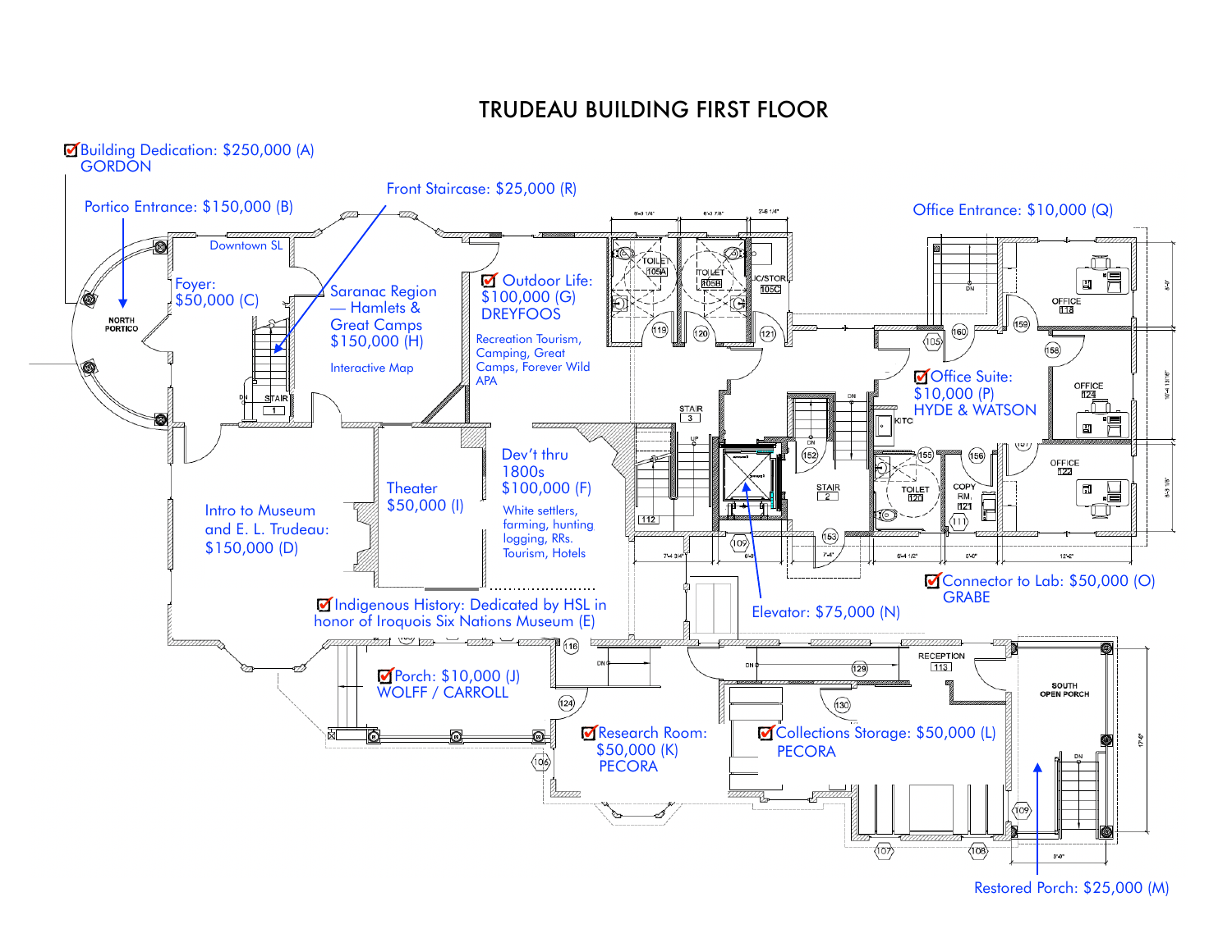# TRUDEAU BUILDING FIRST FLOOR

☑ Building Dedication: $250,000 (A)
GORDON

Portico Entrance: $150,000 (B)

Front Staircase: $25,000 (R)

Office Entrance: $10,000 (Q)

Downtown SL

Foyer: $50,000 (C)

Saranac Region — Hamlets & Great Camps $150,000 (H)

Interactive Map

☑ Outdoor Life: $100,000 (G)
DREYFOOS

Recreation Tourism, Camping, Great Camps, Forever Wild APA

☑ Office Suite: $10,000 (P)
HYDE & WATSON

Theater $50,000 (I)

Dev't thru 1800s $100,000 (F)

White settlers, farming, hunting logging, RRs. Tourism, Hotels

Intro to Museum and E. L. Trudeau: $150,000 (D)

☑ Connector to Lab: $50,000 (O)
GRABE

☑ Indigenous History: Dedicated by HSL in honor of Iroquois Six Nations Museum (E)

Elevator: $75,000 (N)

☑ Porch: $10,000 (J)
WOLFF / CARROLL

☑ Research Room: $50,000 (K)
PECORA

☑ Collections Storage: $50,000 (L)
PECORA

Restored Porch: $25,000 (M)

NORTH PORTICO

SOUTH OPEN PORCH

RECEPTION 113